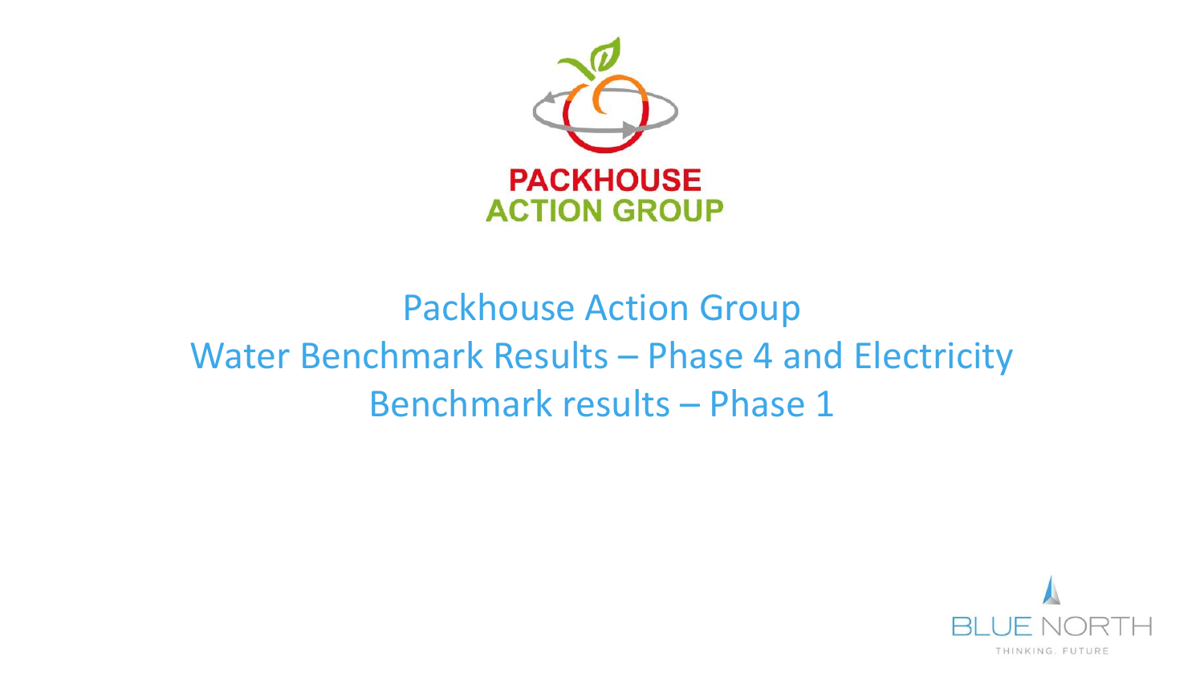PACKHOUSE ACTION GROUP

# Packhouse Action Group
# Water Benchmark Results – Phase 4 and Electricity Benchmark results – Phase 1

BLUE NORTH

THINKING. FUTURE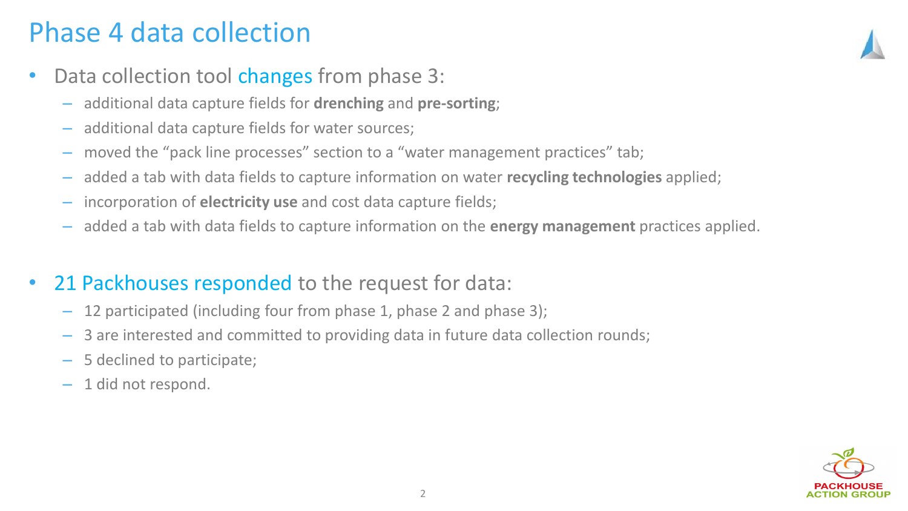# Phase 4 data collection

- Data collection tool changes from phase 3:
  - additional data capture fields for **drenching** and **pre-sorting**;
  - additional data capture fields for water sources;
  - moved the "pack line processes" section to a "water management practices" tab;
  - added a tab with data fields to capture information on water **recycling technologies** applied;
  - incorporation of **electricity use** and cost data capture fields;
  - added a tab with data fields to capture information on the **energy management** practices applied.

- 21 Packhouses responded to the request for data:
  - 12 participated (including four from phase 1, phase 2 and phase 3);
  - 3 are interested and committed to providing data in future data collection rounds;
  - 5 declined to participate;
  - 1 did not respond.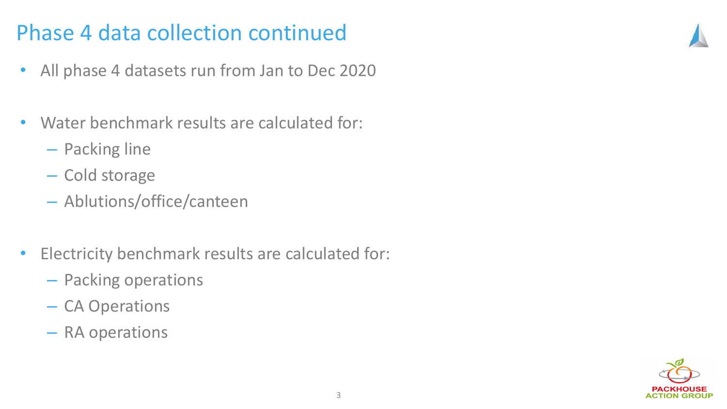# Phase 4 data collection continued

- All phase 4 datasets run from Jan to Dec 2020

- Water benchmark results are calculated for:
  - Packing line
  - Cold storage
  - Ablutions/office/canteen

- Electricity benchmark results are calculated for:
  - Packing operations
  - CA Operations
  - RA operations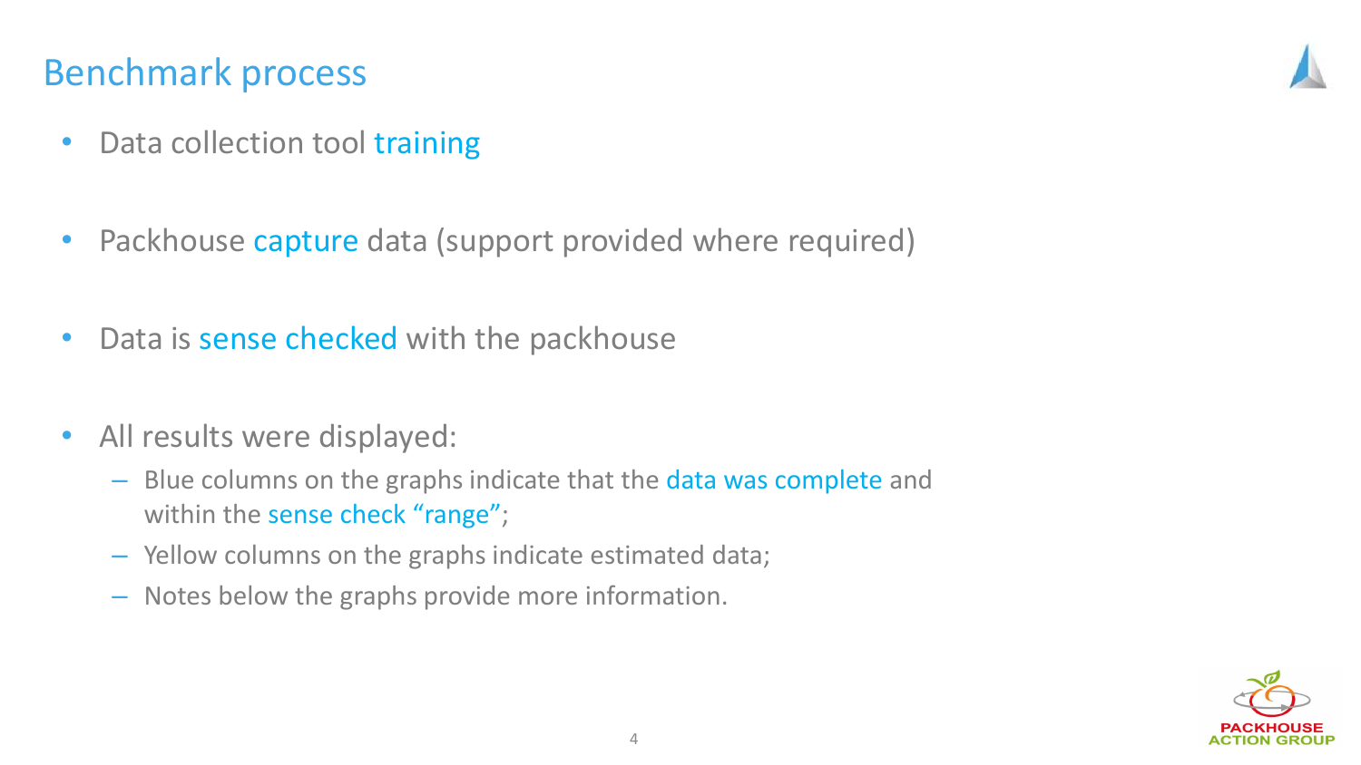# Benchmark process

- Data collection tool training
- Packhouse capture data (support provided where required)
- Data is sense checked with the packhouse
- All results were displayed:
  - Blue columns on the graphs indicate that the data was complete and within the sense check "range";
  - Yellow columns on the graphs indicate estimated data;
  - Notes below the graphs provide more information.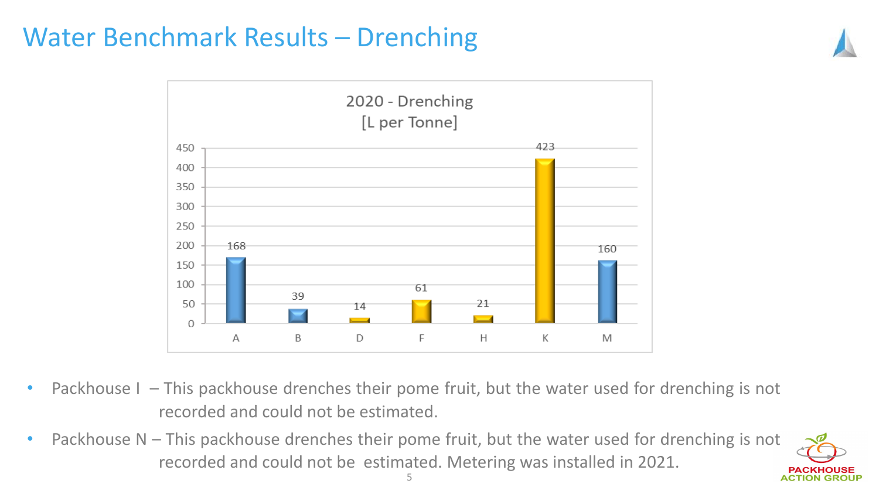# Water Benchmark Results – Drenching

**2020 - Drenching [L per Tonne]**

| Packhouse | L per Tonne |
|---|---|
| A | 168 |
| B | 39 |
| D | 14 |
| F | 61 |
| H | 21 |
| K | 423 |
| M | 160 |

- Packhouse I – This packhouse drenches their pome fruit, but the water used for drenching is not recorded and could not be estimated.
- Packhouse N – This packhouse drenches their pome fruit, but the water used for drenching is not recorded and could not be estimated. Metering was installed in 2021.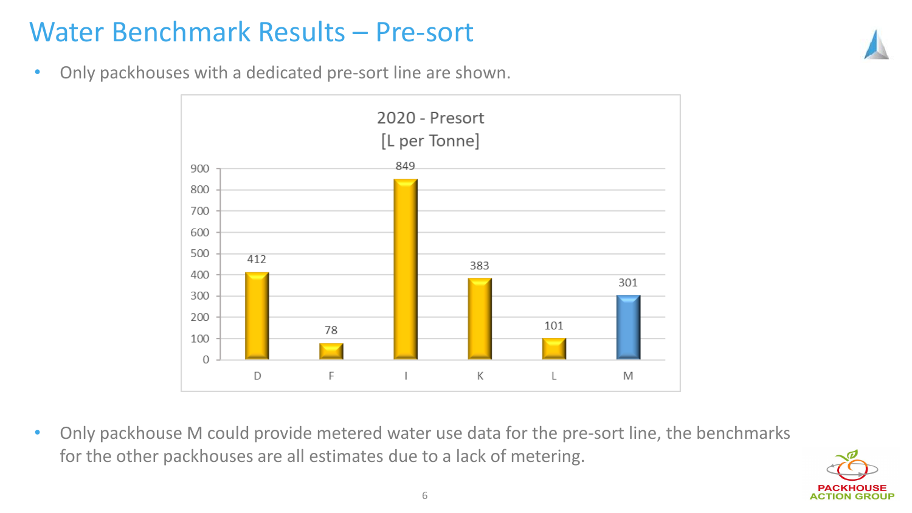# Water Benchmark Results – Pre-sort

- Only packhouses with a dedicated pre-sort line are shown.

2020 - Presort
[L per Tonne]

| Packhouse | L per Tonne |
|---|---|
| D | 412 |
| F | 78 |
| I | 849 |
| K | 383 |
| L | 101 |
| M | 301 |

- Only packhouse M could provide metered water use data for the pre-sort line, the benchmarks for the other packhouses are all estimates due to a lack of metering.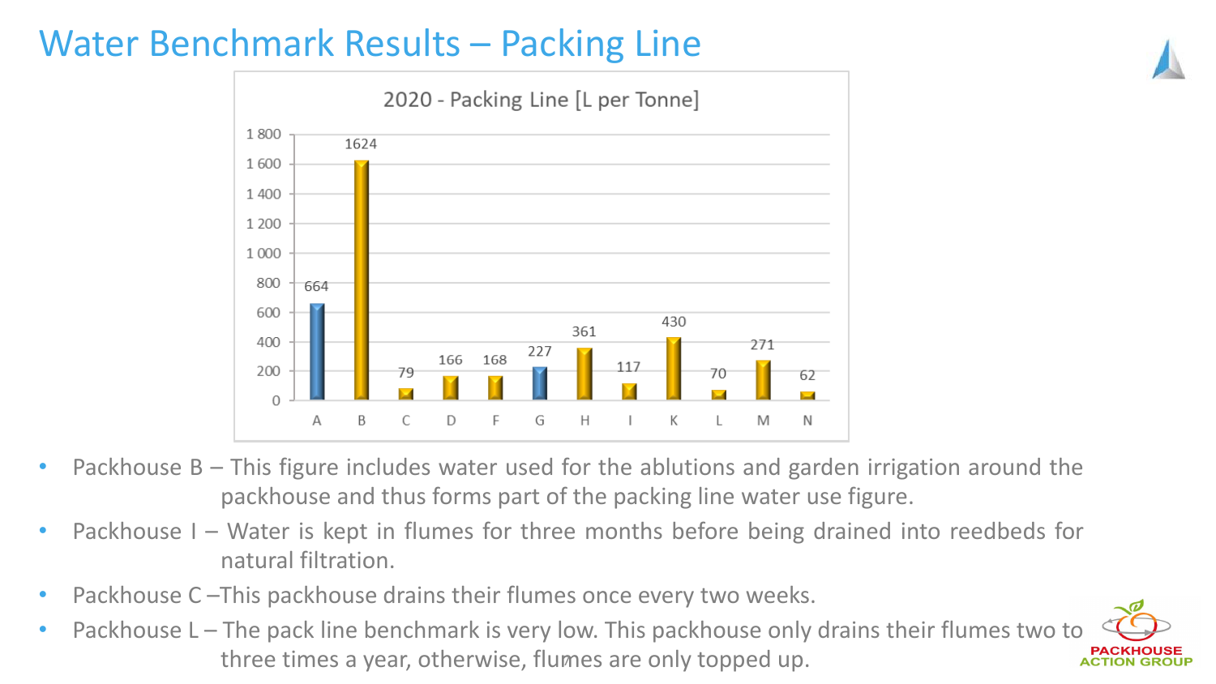# Water Benchmark Results – Packing Line

2020 - Packing Line [L per Tonne]

| Packhouse | L per Tonne |
|---|---|
| A | 664 |
| B | 1624 |
| C | 79 |
| D | 166 |
| F | 168 |
| G | 227 |
| H | 361 |
| I | 117 |
| K | 430 |
| L | 70 |
| M | 271 |
| N | 62 |

- Packhouse B – This figure includes water used for the ablutions and garden irrigation around the packhouse and thus forms part of the packing line water use figure.
- Packhouse I – Water is kept in flumes for three months before being drained into reedbeds for natural filtration.
- Packhouse C –This packhouse drains their flumes once every two weeks.
- Packhouse L – The pack line benchmark is very low. This packhouse only drains their flumes two to three times a year, otherwise, flumes are only topped up.

PACKHOUSE ACTION GROUP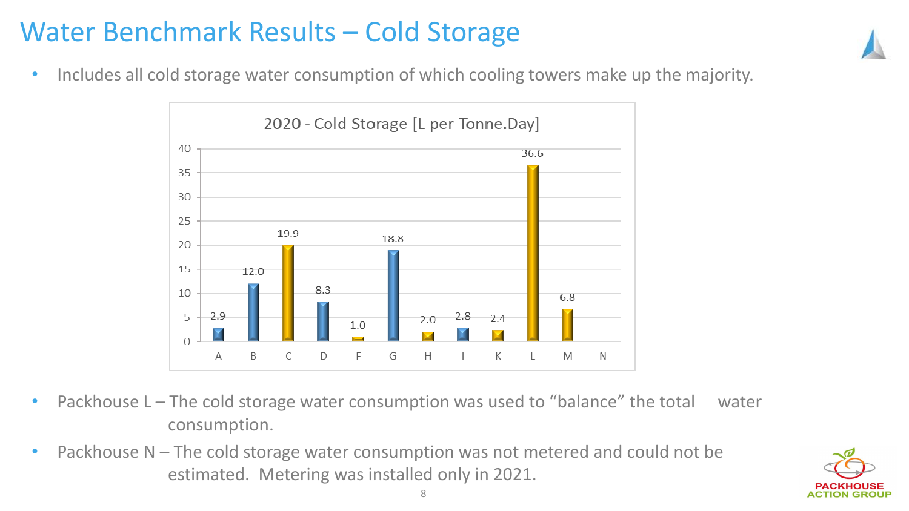# Water Benchmark Results – Cold Storage

- Includes all cold storage water consumption of which cooling towers make up the majority.

2020 - Cold Storage [L per Tonne.Day]

| Packhouse | L per Tonne.Day |
|---|---|
| A | 2.9 |
| B | 12.0 |
| C | 19.9 |
| D | 8.3 |
| F | 1.0 |
| G | 18.8 |
| H | 2.0 |
| I | 2.8 |
| K | 2.4 |
| L | 36.6 |
| M | 6.8 |
| N | |

- Packhouse L – The cold storage water consumption was used to "balance" the total water consumption.
- Packhouse N – The cold storage water consumption was not metered and could not be estimated. Metering was installed only in 2021.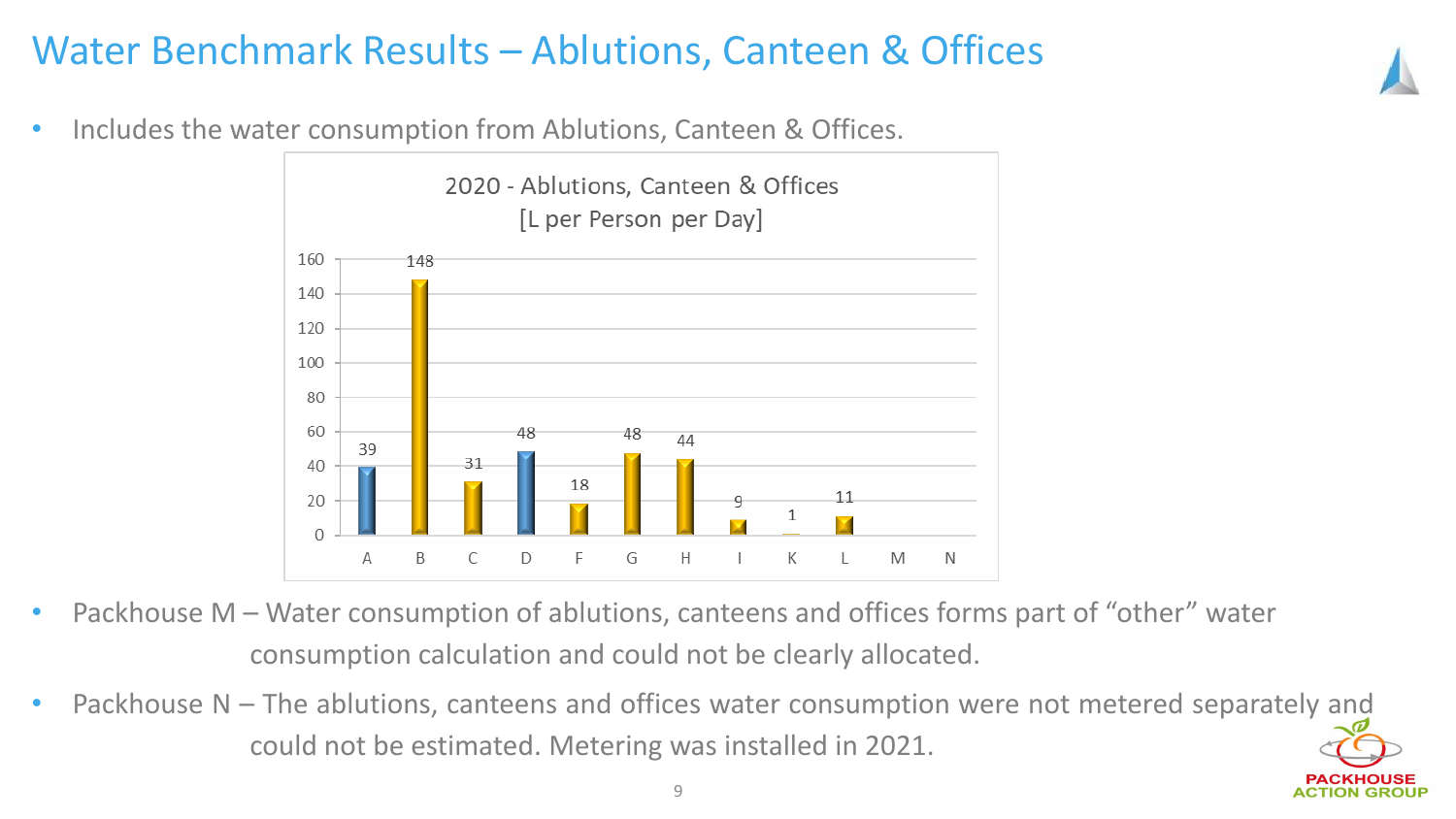# Water Benchmark Results – Ablutions, Canteen & Offices

- Includes the water consumption from Ablutions, Canteen & Offices.

**2020 - Ablutions, Canteen & Offices [L per Person per Day]**

| Packhouse | A | B | C | D | F | G | H | I | K | L | M | N |
|---|---|---|---|---|---|---|---|---|---|---|---|---|
| L per Person per Day | 39 | 148 | 31 | 48 | 18 | 48 | 44 | 9 | 1 | 11 | | |

- Packhouse M – Water consumption of ablutions, canteens and offices forms part of "other" water consumption calculation and could not be clearly allocated.
- Packhouse N – The ablutions, canteens and offices water consumption were not metered separately and could not be estimated. Metering was installed in 2021.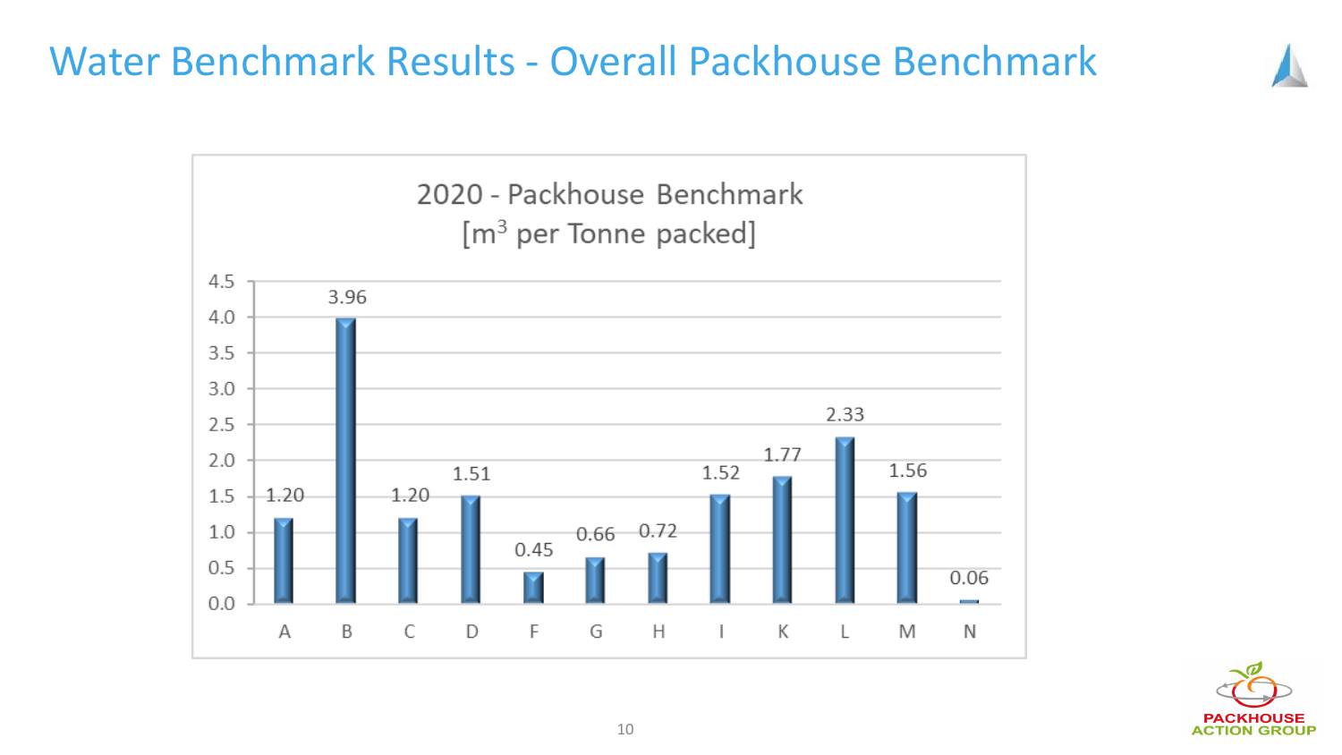# Water Benchmark Results - Overall Packhouse Benchmark

2020 - Packhouse Benchmark
[$m^3$ per Tonne packed]

| Packhouse | A | B | C | D | F | G | H | I | K | L | M | N |
|---|---|---|---|---|---|---|---|---|---|---|---|---|
| $m^3$ per Tonne packed | 1.20 | 3.96 | 1.20 | 1.51 | 0.45 | 0.66 | 0.72 | 1.52 | 1.77 | 2.33 | 1.56 | 0.06 |

PACKHOUSE ACTION GROUP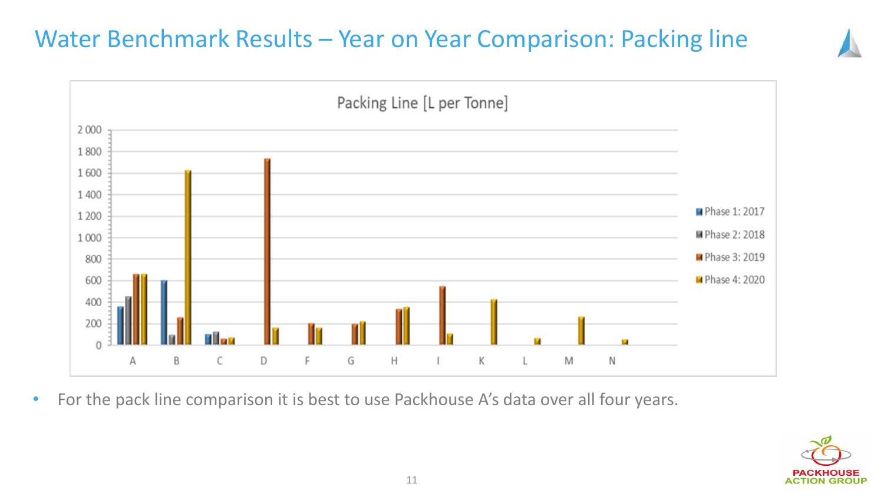# Water Benchmark Results – Year on Year Comparison: Packing line

- For the pack line comparison it is best to use Packhouse A's data over all four years.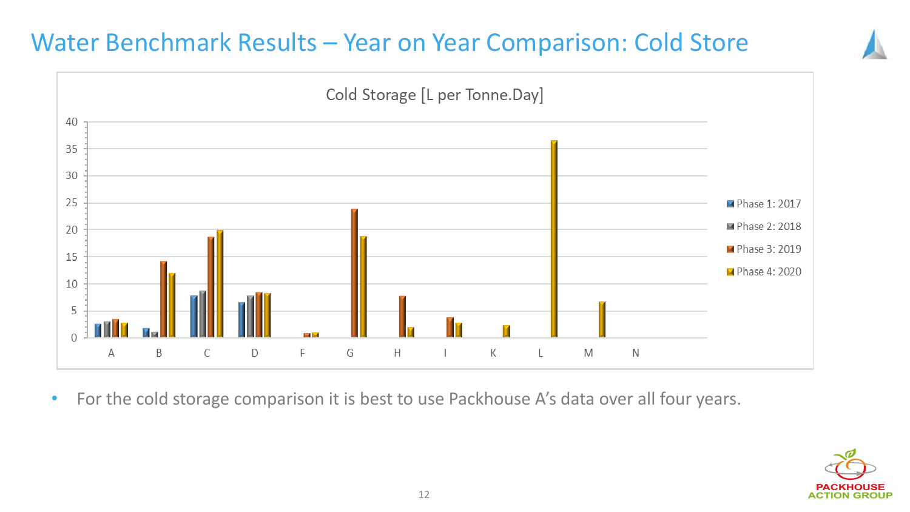# Water Benchmark Results – Year on Year Comparison: Cold Store

Cold Storage [L per Tonne.Day]

- For the cold storage comparison it is best to use Packhouse A's data over all four years.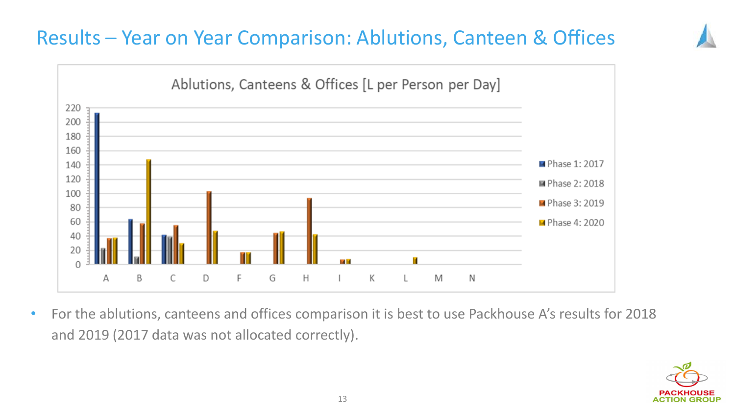# Results – Year on Year Comparison: Ablutions, Canteen & Offices

- For the ablutions, canteens and offices comparison it is best to use Packhouse A's results for 2018 and 2019 (2017 data was not allocated correctly).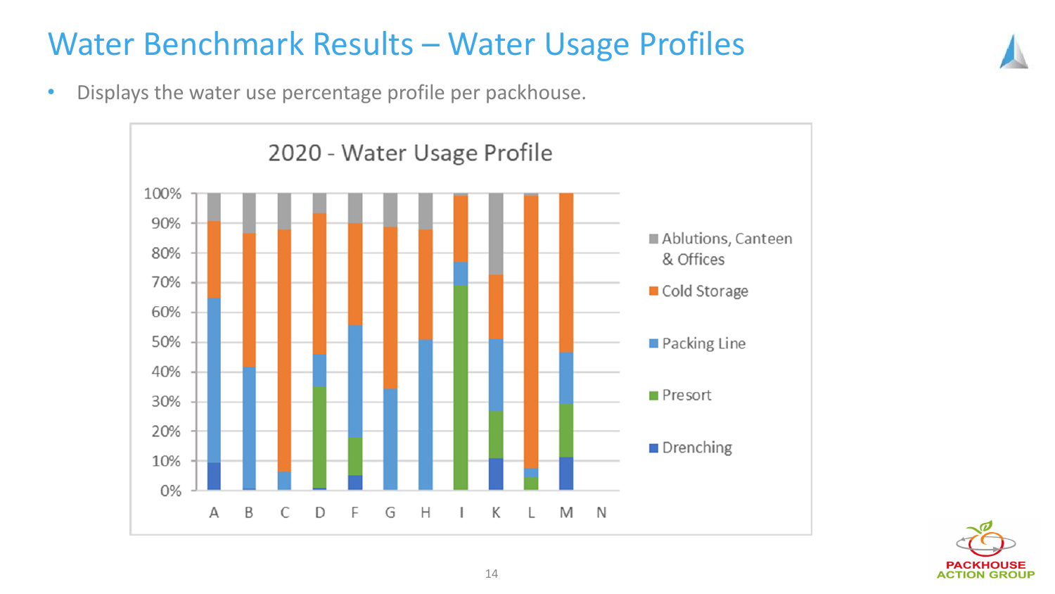# Water Benchmark Results – Water Usage Profiles

- Displays the water use percentage profile per packhouse.

2020 - Water Usage Profile

Legend: Ablutions, Canteen & Offices; Cold Storage; Packing Line; Presort; Drenching

Packhouses: A, B, C, D, F, G, H, I, K, L, M, N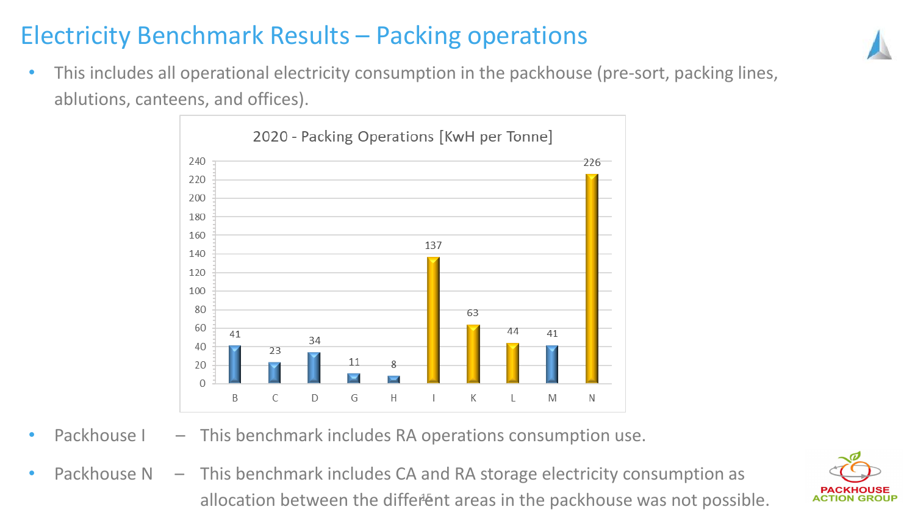# Electricity Benchmark Results – Packing operations

- This includes all operational electricity consumption in the packhouse (pre-sort, packing lines, ablutions, canteens, and offices).

2020 - Packing Operations [KwH per Tonne]

| Packhouse | KwH per Tonne |
|---|---|
| B | 41 |
| C | 23 |
| D | 34 |
| G | 11 |
| H | 8 |
| I | 137 |
| K | 63 |
| L | 44 |
| M | 41 |
| N | 226 |

- Packhouse I – This benchmark includes RA operations consumption use.
- Packhouse N – This benchmark includes CA and RA storage electricity consumption as allocation between the different areas in the packhouse was not possible.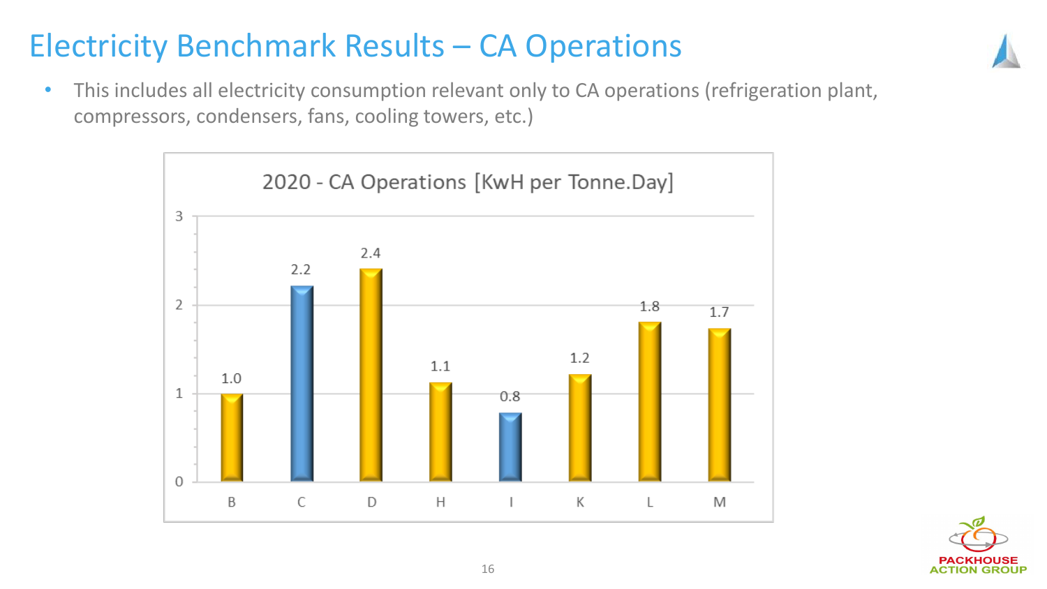# Electricity Benchmark Results – CA Operations

- This includes all electricity consumption relevant only to CA operations (refrigeration plant, compressors, condensers, fans, cooling towers, etc.)

**2020 - CA Operations [KwH per Tonne.Day]**

| Site | Value |
|---|---|
| B | 1.0 |
| C | 2.2 |
| D | 2.4 |
| H | 1.1 |
| I | 0.8 |
| K | 1.2 |
| L | 1.8 |
| M | 1.7 |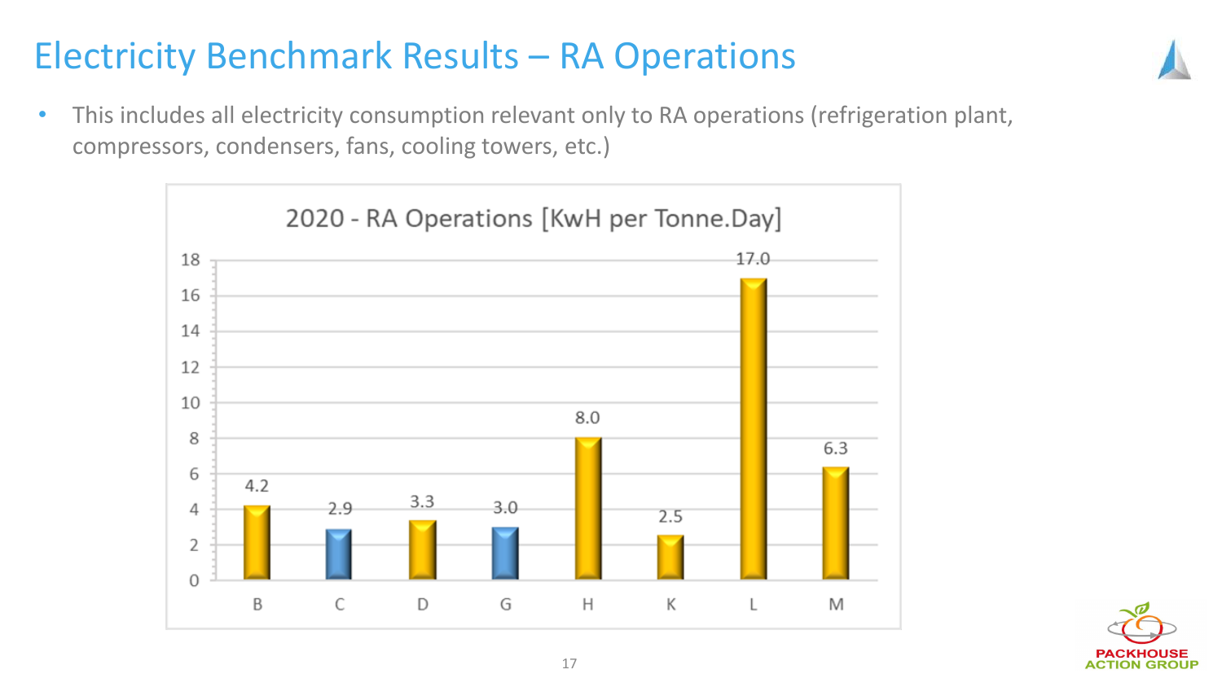# Electricity Benchmark Results – RA Operations

- This includes all electricity consumption relevant only to RA operations (refrigeration plant, compressors, condensers, fans, cooling towers, etc.)

**2020 - RA Operations [KwH per Tonne.Day]**

| Site | Value |
|---|---|
| B | 4.2 |
| C | 2.9 |
| D | 3.3 |
| G | 3.0 |
| H | 8.0 |
| K | 2.5 |
| L | 17.0 |
| M | 6.3 |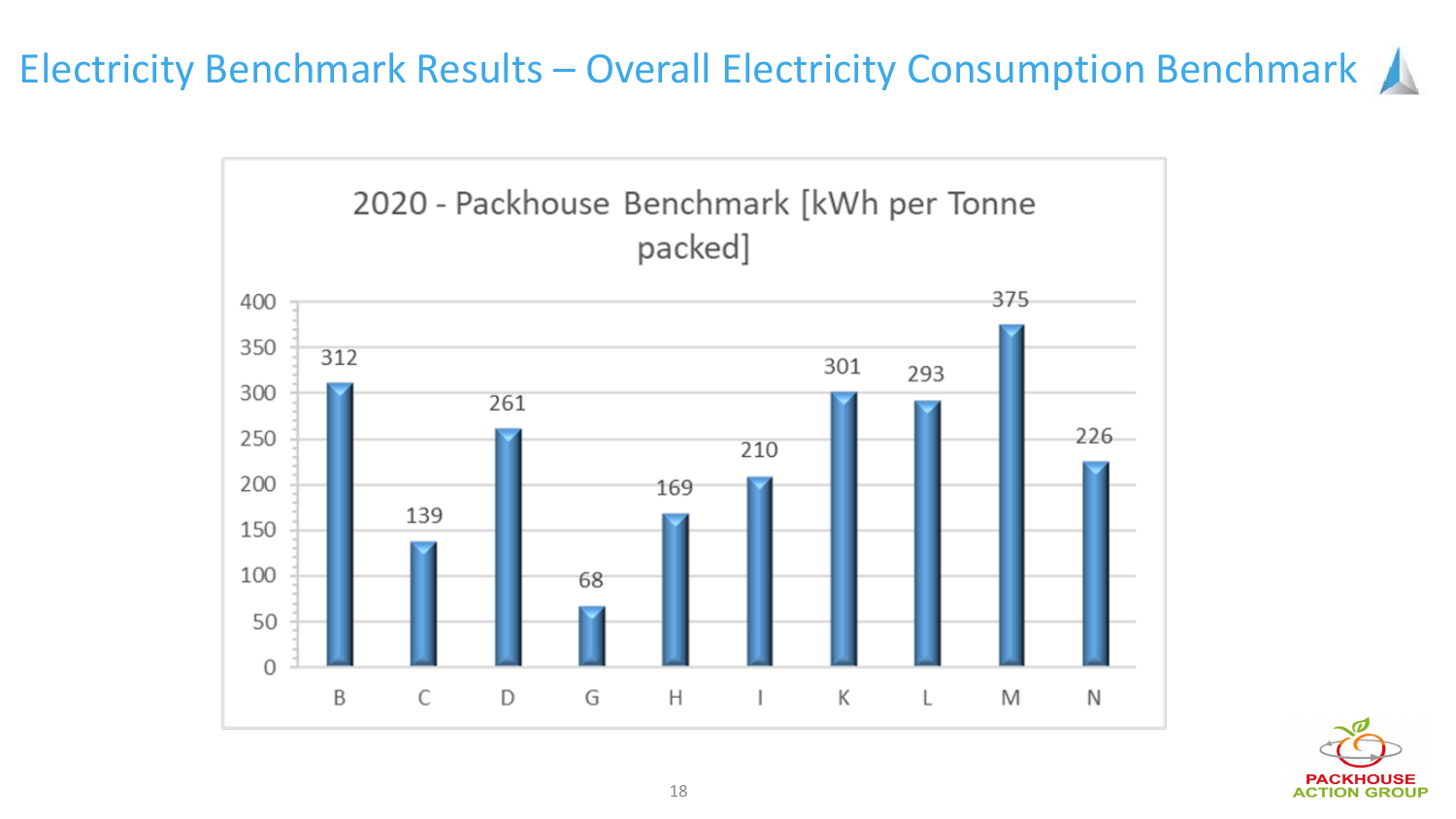# Electricity Benchmark Results – Overall Electricity Consumption Benchmark

**2020 - Packhouse Benchmark [kWh per Tonne packed]**

| Packhouse | kWh per Tonne packed |
| --- | --- |
| B | 312 |
| C | 139 |
| D | 261 |
| G | 68 |
| H | 169 |
| I | 210 |
| K | 301 |
| L | 293 |
| M | 375 |
| N | 226 |

PACKHOUSE ACTION GROUP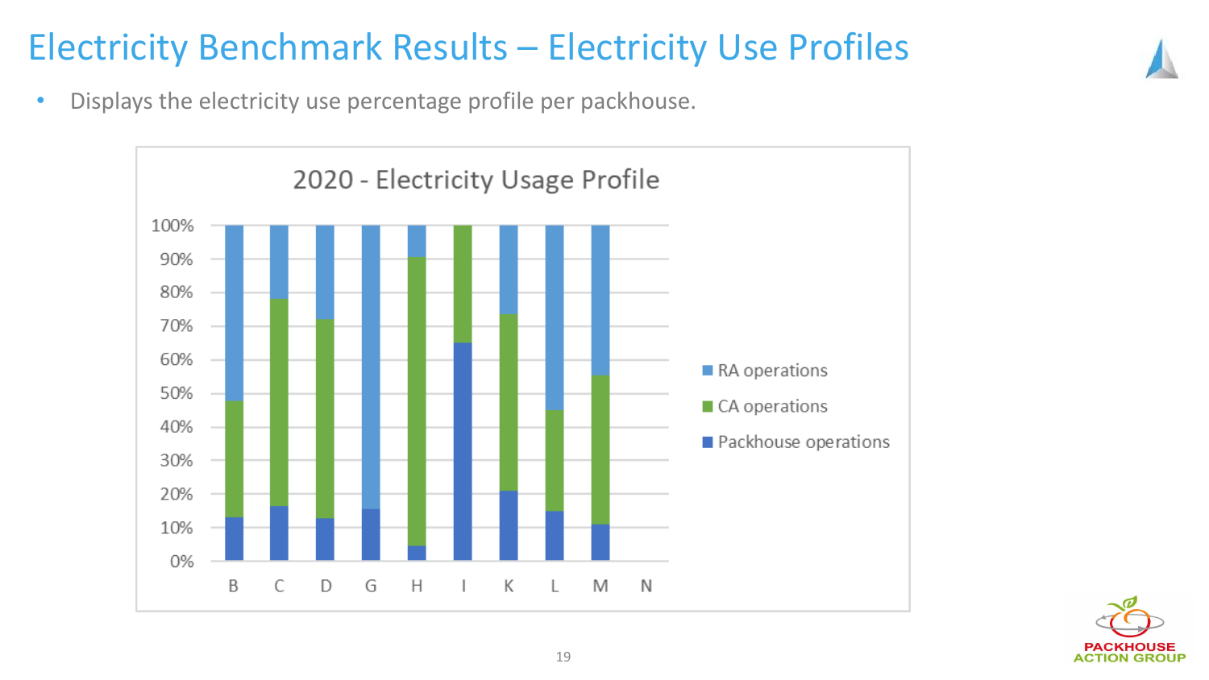# Electricity Benchmark Results – Electricity Use Profiles

- Displays the electricity use percentage profile per packhouse.

2020 - Electricity Usage Profile

| Packhouse | Packhouse operations | CA operations | RA operations |
|---|---|---|---|
| B | ~13% | ~35% | ~52% |
| C | ~16% | ~62% | ~22% |
| D | ~13% | ~59% | ~28% |
| G | ~15% | 0% | ~85% |
| H | ~4% | ~86% | ~10% |
| I | ~65% | ~35% | 0% |
| K | ~21% | ~53% | ~26% |
| L | ~15% | ~30% | ~55% |
| M | ~11% | ~45% | ~44% |
| N | | | |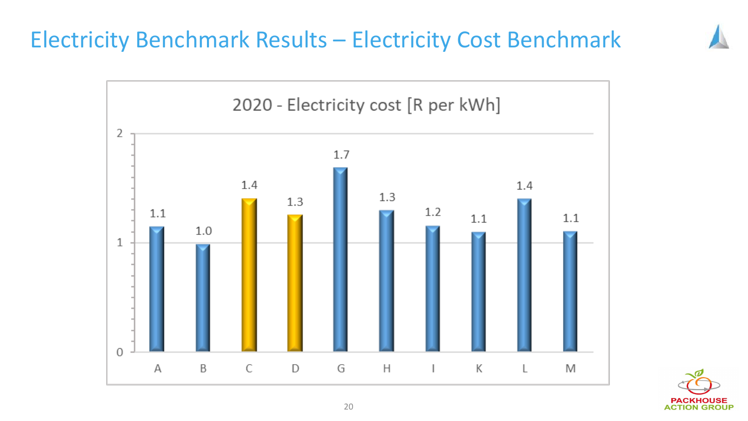# Electricity Benchmark Results – Electricity Cost Benchmark

2020 - Electricity cost [R per kWh]

| | A | B | C | D | G | H | I | K | L | M |
|---|---|---|---|---|---|---|---|---|---|---|
| R per kWh | 1.1 | 1.0 | 1.4 | 1.3 | 1.7 | 1.3 | 1.2 | 1.1 | 1.4 | 1.1 |

PACKHOUSE ACTION GROUP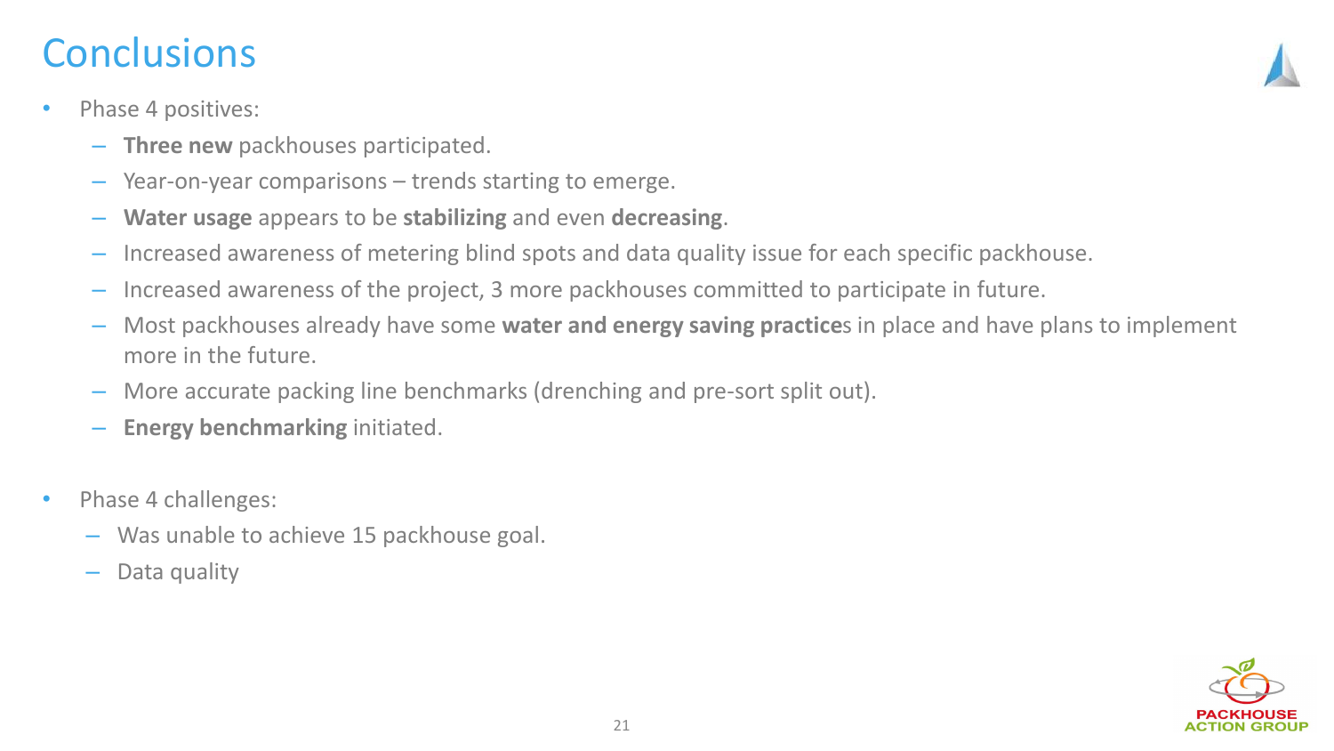# Conclusions

- Phase 4 positives:
  - **Three new** packhouses participated.
  - Year-on-year comparisons – trends starting to emerge.
  - **Water usage** appears to be **stabilizing** and even **decreasing**.
  - Increased awareness of metering blind spots and data quality issue for each specific packhouse.
  - Increased awareness of the project, 3 more packhouses committed to participate in future.
  - Most packhouses already have some **water and energy saving practice**s in place and have plans to implement more in the future.
  - More accurate packing line benchmarks (drenching and pre-sort split out).
  - **Energy benchmarking** initiated.

- Phase 4 challenges:
  - Was unable to achieve 15 packhouse goal.
  - Data quality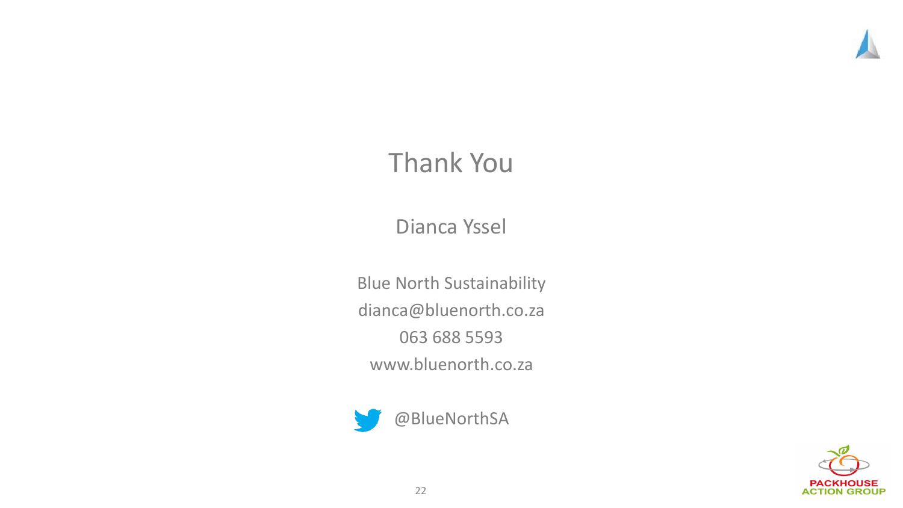# Thank You

Dianca Yssel

Blue North Sustainability

dianca@bluenorth.co.za

063 688 5593

www.bluenorth.co.za

@BlueNorthSA

PACKHOUSE ACTION GROUP